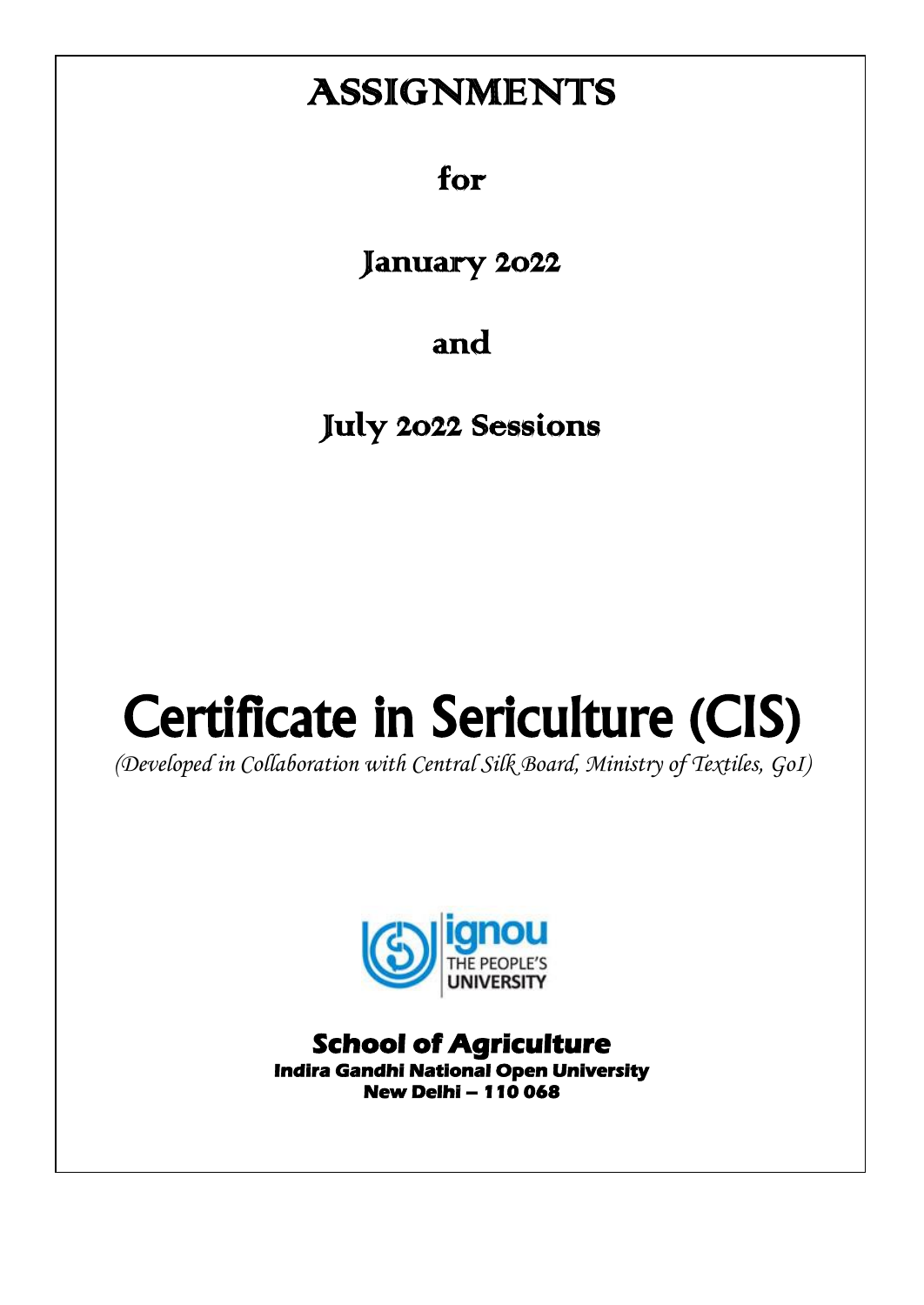# ASSIGNMENTS

**for**

**January 2022**

**and**

**July 2022 Sessions**

# Certificate in Sericulture (CIS)

*(Developed in Collaboration with Central Silk Board, Ministry of Textiles, GoI)*

ignou
THE PEOPLE'S
UNIVERSITY

**School of Agriculture**
**Indira Gandhi National Open University**
**New Delhi – 110 068**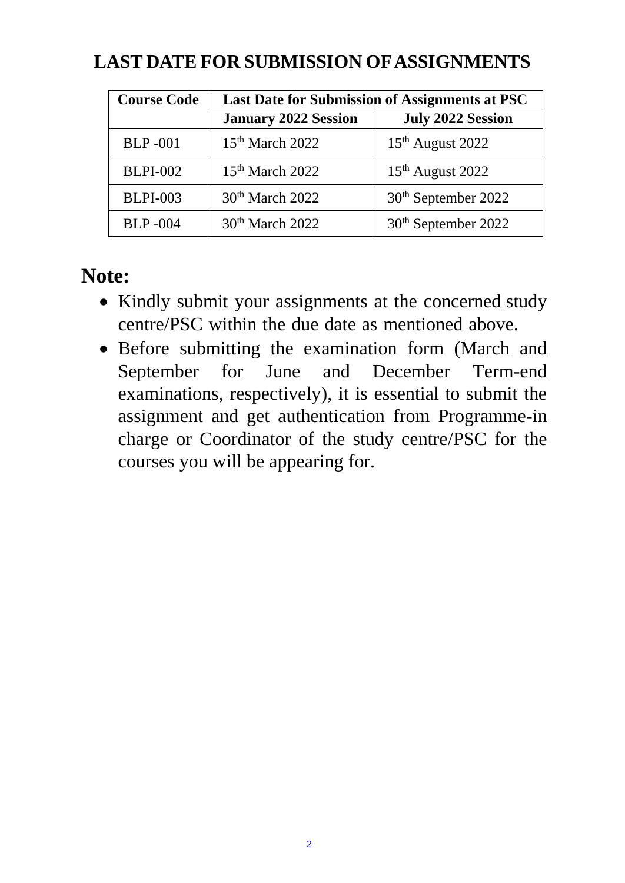## LAST DATE FOR SUBMISSION OF ASSIGNMENTS

| Course Code | Last Date for Submission of Assignments at PSC | |
|---|---|---|
| | January 2022 Session | July 2022 Session |
| BLP -001 | 15th March 2022 | 15th August 2022 |
| BLPI-002 | 15th March 2022 | 15th August 2022 |
| BLPI-003 | 30th March 2022 | 30th September 2022 |
| BLP -004 | 30th March 2022 | 30th September 2022 |

## Note:

- Kindly submit your assignments at the concerned study centre/PSC within the due date as mentioned above.
- Before submitting the examination form (March and September for June and December Term-end examinations, respectively), it is essential to submit the assignment and get authentication from Programme-in charge or Coordinator of the study centre/PSC for the courses you will be appearing for.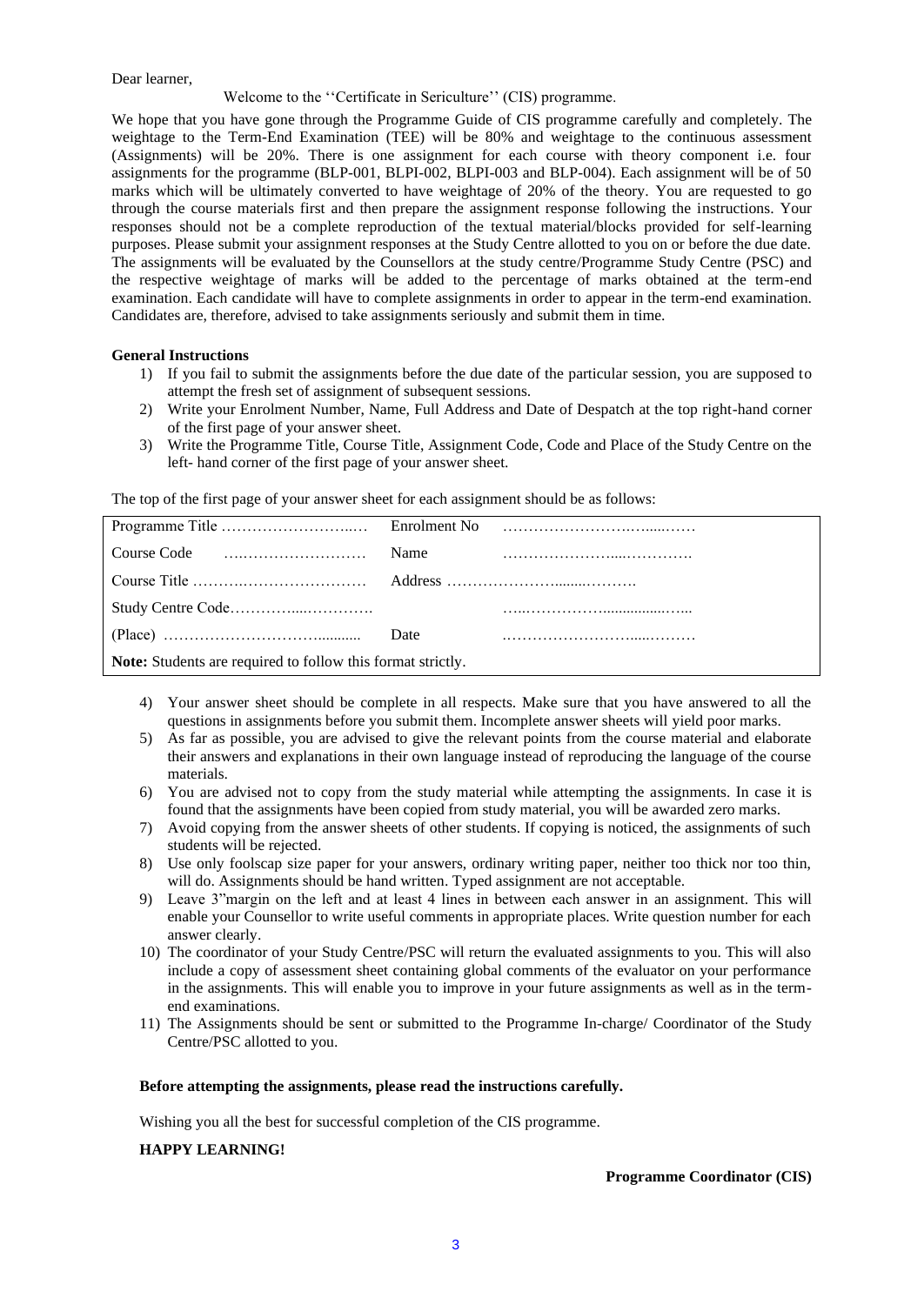Dear learner,

Welcome to the ''Certificate in Sericulture'' (CIS) programme.

We hope that you have gone through the Programme Guide of CIS programme carefully and completely. The weightage to the Term-End Examination (TEE) will be 80% and weightage to the continuous assessment (Assignments) will be 20%. There is one assignment for each course with theory component i.e. four assignments for the programme (BLP-001, BLPI-002, BLPI-003 and BLP-004). Each assignment will be of 50 marks which will be ultimately converted to have weightage of 20% of the theory. You are requested to go through the course materials first and then prepare the assignment response following the instructions. Your responses should not be a complete reproduction of the textual material/blocks provided for self-learning purposes. Please submit your assignment responses at the Study Centre allotted to you on or before the due date. The assignments will be evaluated by the Counsellors at the study centre/Programme Study Centre (PSC) and the respective weightage of marks will be added to the percentage of marks obtained at the term-end examination. Each candidate will have to complete assignments in order to appear in the term-end examination. Candidates are, therefore, advised to take assignments seriously and submit them in time.

**General Instructions**

1) If you fail to submit the assignments before the due date of the particular session, you are supposed to attempt the fresh set of assignment of subsequent sessions.
2) Write your Enrolment Number, Name, Full Address and Date of Despatch at the top right-hand corner of the first page of your answer sheet.
3) Write the Programme Title, Course Title, Assignment Code, Code and Place of the Study Centre on the left- hand corner of the first page of your answer sheet.

The top of the first page of your answer sheet for each assignment should be as follows:

| | | |
|---|---|---|
| Programme Title ………………………..… | Enrolment No | ………………………….....…… |
| Course Code ….…………………… | Name | …………………....…………. |
| Course Title ……….…………………… | Address …………………........………. | |
| Study Centre Code…………....…………. | | …..……………..................….. |
| (Place) ……………………………........... | Date | .……………………......……… |
| **Note:** Students are required to follow this format strictly. | | |

4) Your answer sheet should be complete in all respects. Make sure that you have answered to all the questions in assignments before you submit them. Incomplete answer sheets will yield poor marks.
5) As far as possible, you are advised to give the relevant points from the course material and elaborate their answers and explanations in their own language instead of reproducing the language of the course materials.
6) You are advised not to copy from the study material while attempting the assignments. In case it is found that the assignments have been copied from study material, you will be awarded zero marks.
7) Avoid copying from the answer sheets of other students. If copying is noticed, the assignments of such students will be rejected.
8) Use only foolscap size paper for your answers, ordinary writing paper, neither too thick nor too thin, will do. Assignments should be hand written. Typed assignment are not acceptable.
9) Leave 3"margin on the left and at least 4 lines in between each answer in an assignment. This will enable your Counsellor to write useful comments in appropriate places. Write question number for each answer clearly.
10) The coordinator of your Study Centre/PSC will return the evaluated assignments to you. This will also include a copy of assessment sheet containing global comments of the evaluator on your performance in the assignments. This will enable you to improve in your future assignments as well as in the term-end examinations.
11) The Assignments should be sent or submitted to the Programme In-charge/ Coordinator of the Study Centre/PSC allotted to you.

**Before attempting the assignments, please read the instructions carefully.**

Wishing you all the best for successful completion of the CIS programme.

**HAPPY LEARNING!**

**Programme Coordinator (CIS)**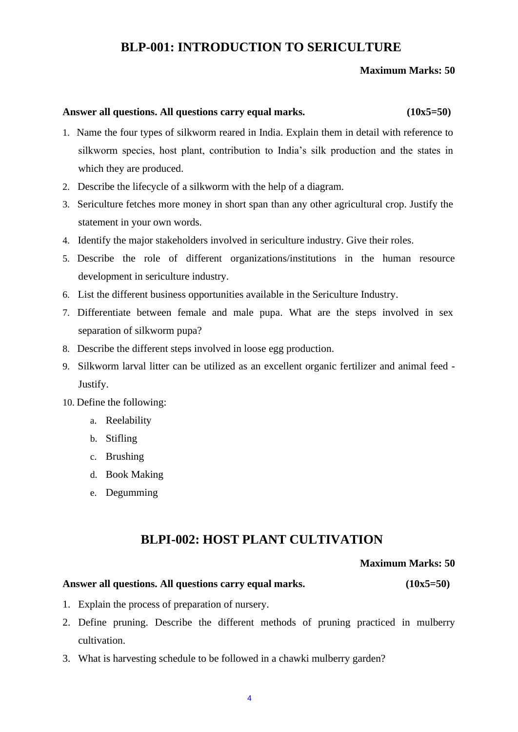## BLP-001: INTRODUCTION TO SERICULTURE

**Maximum Marks: 50**

**Answer all questions. All questions carry equal marks. (10x5=50)**

1. Name the four types of silkworm reared in India. Explain them in detail with reference to silkworm species, host plant, contribution to India's silk production and the states in which they are produced.
2. Describe the lifecycle of a silkworm with the help of a diagram.
3. Sericulture fetches more money in short span than any other agricultural crop. Justify the statement in your own words.
4. Identify the major stakeholders involved in sericulture industry. Give their roles.
5. Describe the role of different organizations/institutions in the human resource development in sericulture industry.
6. List the different business opportunities available in the Sericulture Industry.
7. Differentiate between female and male pupa. What are the steps involved in sex separation of silkworm pupa?
8. Describe the different steps involved in loose egg production.
9. Silkworm larval litter can be utilized as an excellent organic fertilizer and animal feed - Justify.
10. Define the following:
    a. Reelability
    b. Stifling
    c. Brushing
    d. Book Making
    e. Degumming

## BLPI-002: HOST PLANT CULTIVATION

**Maximum Marks: 50**

**Answer all questions. All questions carry equal marks. (10x5=50)**

1. Explain the process of preparation of nursery.
2. Define pruning. Describe the different methods of pruning practiced in mulberry cultivation.
3. What is harvesting schedule to be followed in a chawki mulberry garden?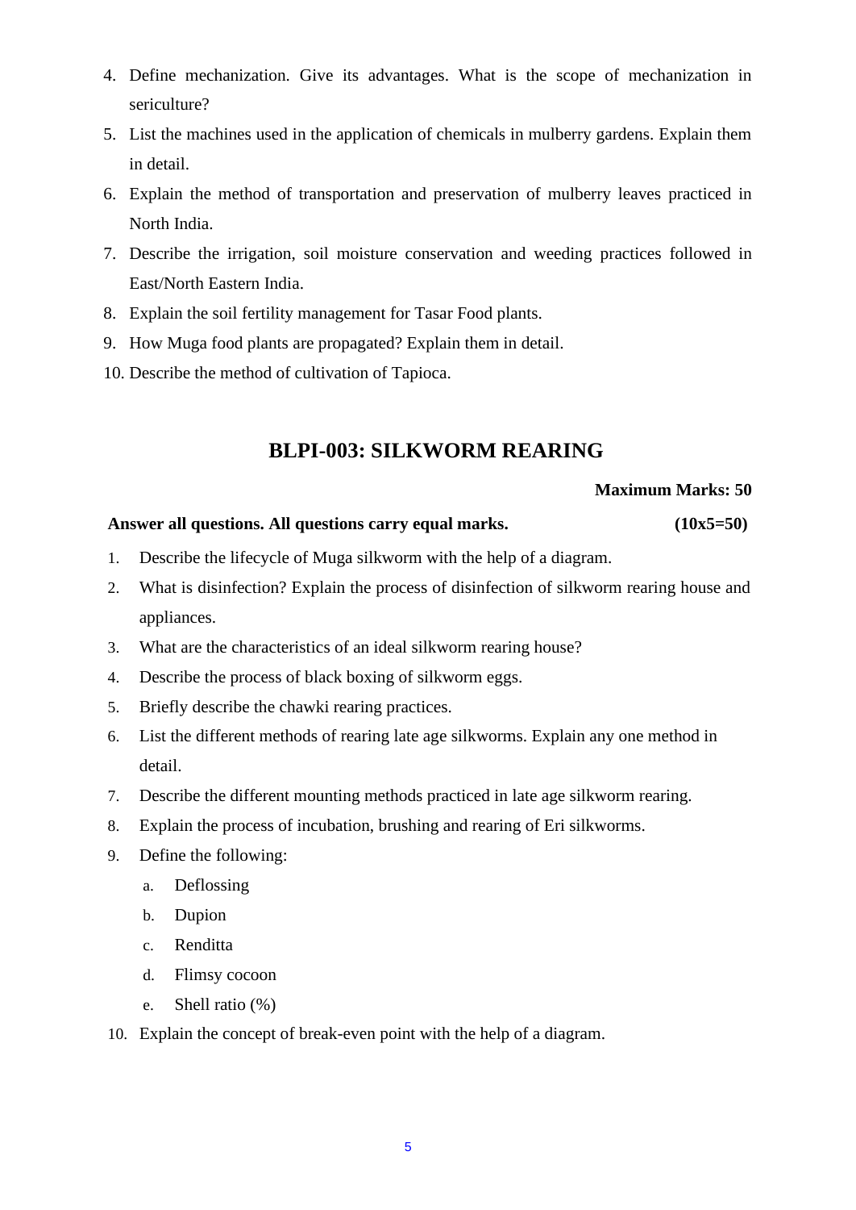4. Define mechanization. Give its advantages. What is the scope of mechanization in sericulture?
5. List the machines used in the application of chemicals in mulberry gardens. Explain them in detail.
6. Explain the method of transportation and preservation of mulberry leaves practiced in North India.
7. Describe the irrigation, soil moisture conservation and weeding practices followed in East/North Eastern India.
8. Explain the soil fertility management for Tasar Food plants.
9. How Muga food plants are propagated? Explain them in detail.
10. Describe the method of cultivation of Tapioca.

## BLPI-003: SILKWORM REARING

**Maximum Marks: 50**

**Answer all questions. All questions carry equal marks. (10x5=50)**

1. Describe the lifecycle of Muga silkworm with the help of a diagram.
2. What is disinfection? Explain the process of disinfection of silkworm rearing house and appliances.
3. What are the characteristics of an ideal silkworm rearing house?
4. Describe the process of black boxing of silkworm eggs.
5. Briefly describe the chawki rearing practices.
6. List the different methods of rearing late age silkworms. Explain any one method in detail.
7. Describe the different mounting methods practiced in late age silkworm rearing.
8. Explain the process of incubation, brushing and rearing of Eri silkworms.
9. Define the following:
   a. Deflossing
   b. Dupion
   c. Renditta
   d. Flimsy cocoon
   e. Shell ratio (%)
10. Explain the concept of break-even point with the help of a diagram.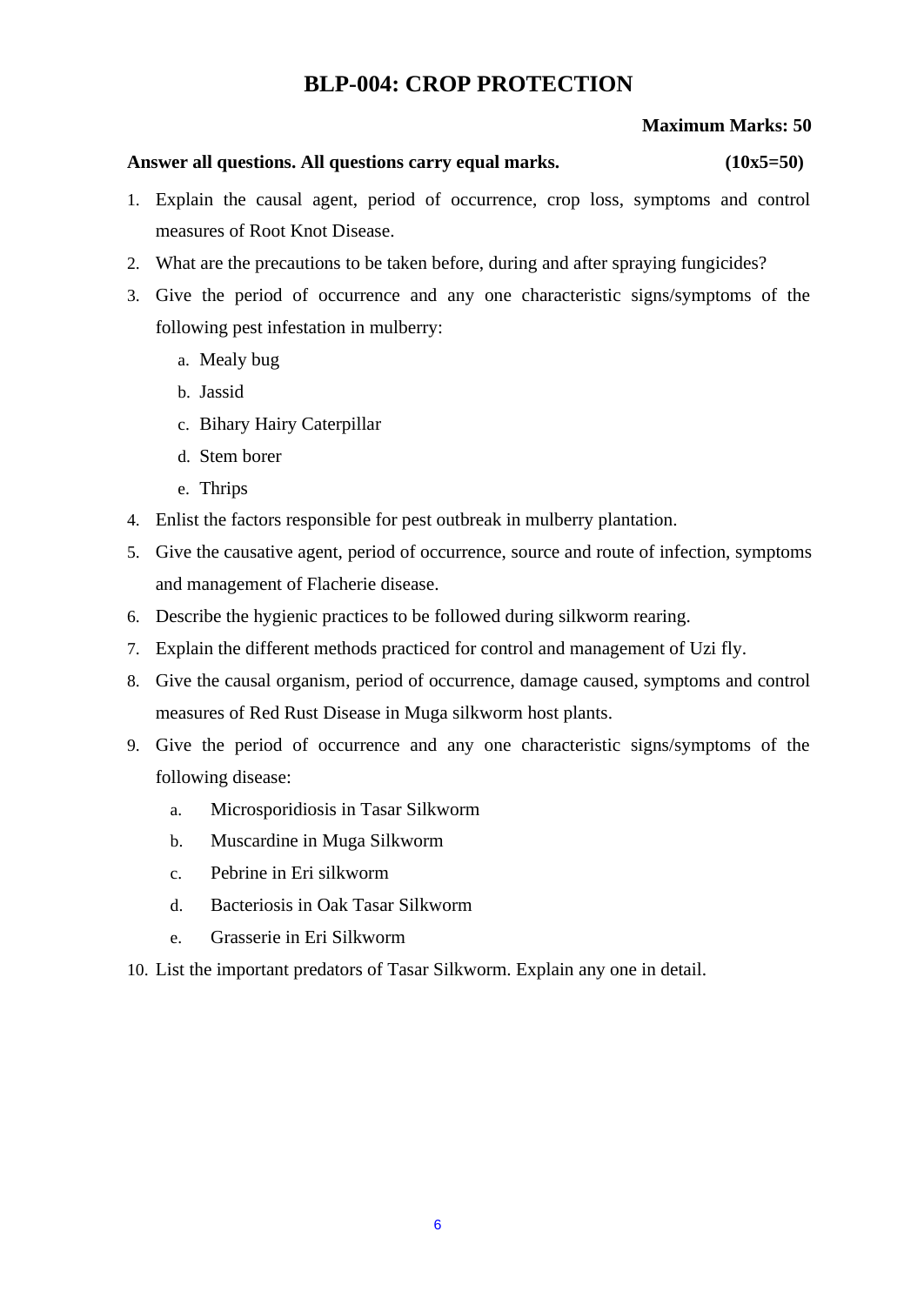# BLP-004: CROP PROTECTION

**Maximum Marks: 50**

**Answer all questions. All questions carry equal marks. (10x5=50)**

1. Explain the causal agent, period of occurrence, crop loss, symptoms and control measures of Root Knot Disease.
2. What are the precautions to be taken before, during and after spraying fungicides?
3. Give the period of occurrence and any one characteristic signs/symptoms of the following pest infestation in mulberry:
   a. Mealy bug
   b. Jassid
   c. Bihary Hairy Caterpillar
   d. Stem borer
   e. Thrips
4. Enlist the factors responsible for pest outbreak in mulberry plantation.
5. Give the causative agent, period of occurrence, source and route of infection, symptoms and management of Flacherie disease.
6. Describe the hygienic practices to be followed during silkworm rearing.
7. Explain the different methods practiced for control and management of Uzi fly.
8. Give the causal organism, period of occurrence, damage caused, symptoms and control measures of Red Rust Disease in Muga silkworm host plants.
9. Give the period of occurrence and any one characteristic signs/symptoms of the following disease:
   a. Microsporidiosis in Tasar Silkworm
   b. Muscardine in Muga Silkworm
   c. Pebrine in Eri silkworm
   d. Bacteriosis in Oak Tasar Silkworm
   e. Grasserie in Eri Silkworm
10. List the important predators of Tasar Silkworm. Explain any one in detail.